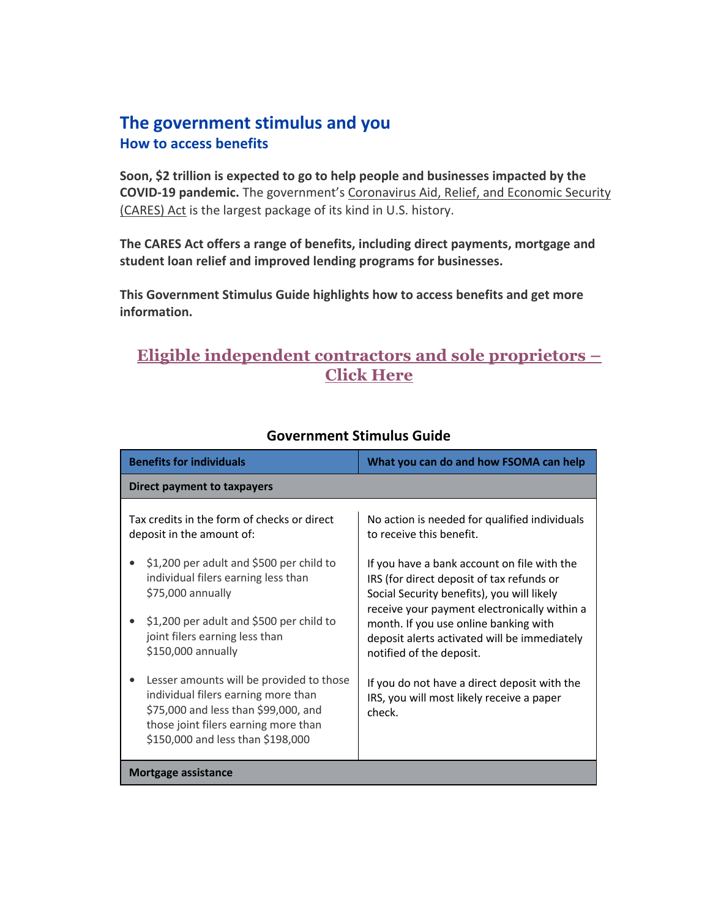# The government stimulus and you

## How to access benefits

**Soon, $2 trillion is expected to go to help people and businesses impacted by the COVID-19 pandemic.** The government's Coronavirus Aid, Relief, and Economic Security (CARES) Act is the largest package of its kind in U.S. history.

**The CARES Act offers a range of benefits, including direct payments, mortgage and student loan relief and improved lending programs for businesses.**

**This Government Stimulus Guide highlights how to access benefits and get more information.**

**Eligible independent contractors and sole proprietors – Click Here**

**Government Stimulus Guide**

| Benefits for individuals | What you can do and how FSOMA can help |
|---|---|
| **Direct payment to taxpayers** | |
| Tax credits in the form of checks or direct deposit in the amount of:<br><br>• $1,200 per adult and $500 per child to individual filers earning less than $75,000 annually<br><br>• $1,200 per adult and $500 per child to joint filers earning less than $150,000 annually<br><br>• Lesser amounts will be provided to those individual filers earning more than $75,000 and less than $99,000, and those joint filers earning more than $150,000 and less than $198,000 | No action is needed for qualified individuals to receive this benefit.<br><br>If you have a bank account on file with the IRS (for direct deposit of tax refunds or Social Security benefits), you will likely receive your payment electronically within a month. If you use online banking with deposit alerts activated will be immediately notified of the deposit.<br><br>If you do not have a direct deposit with the IRS, you will most likely receive a paper check. |
| **Mortgage assistance** | |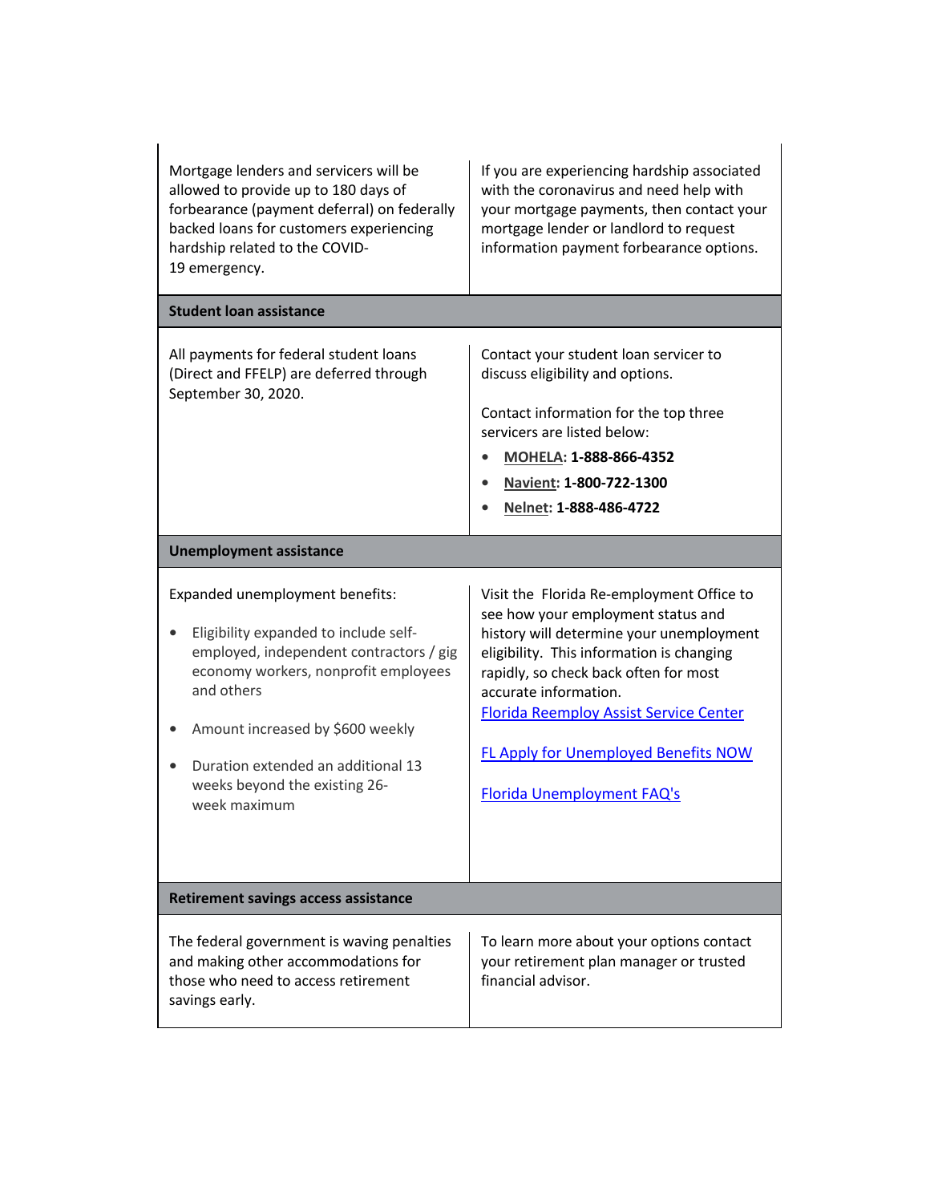| | |
|---|---|
| Mortgage lenders and servicers will be allowed to provide up to 180 days of forbearance (payment deferral) on federally backed loans for customers experiencing hardship related to the COVID-19 emergency. | If you are experiencing hardship associated with the coronavirus and need help with your mortgage payments, then contact your mortgage lender or landlord to request information payment forbearance options. |
| **Student loan assistance** | |
| All payments for federal student loans (Direct and FFELP) are deferred through September 30, 2020. | Contact your student loan servicer to discuss eligibility and options.<br><br>Contact information for the top three servicers are listed below:<br>• **MOHELA: 1-888-866-4352**<br>• **Navient: 1-800-722-1300**<br>• **Nelnet: 1-888-486-4722** |
| **Unemployment assistance** | |
| Expanded unemployment benefits:<br>• Eligibility expanded to include self-employed, independent contractors / gig economy workers, nonprofit employees and others<br>• Amount increased by $600 weekly<br>• Duration extended an additional 13 weeks beyond the existing 26-week maximum | Visit the Florida Re-employment Office to see how your employment status and history will determine your unemployment eligibility. This information is changing rapidly, so check back often for most accurate information.<br>Florida Reemploy Assist Service Center<br><br>FL Apply for Unemployed Benefits NOW<br><br>Florida Unemployment FAQ's |
| **Retirement savings access assistance** | |
| The federal government is waving penalties and making other accommodations for those who need to access retirement savings early. | To learn more about your options contact your retirement plan manager or trusted financial advisor. |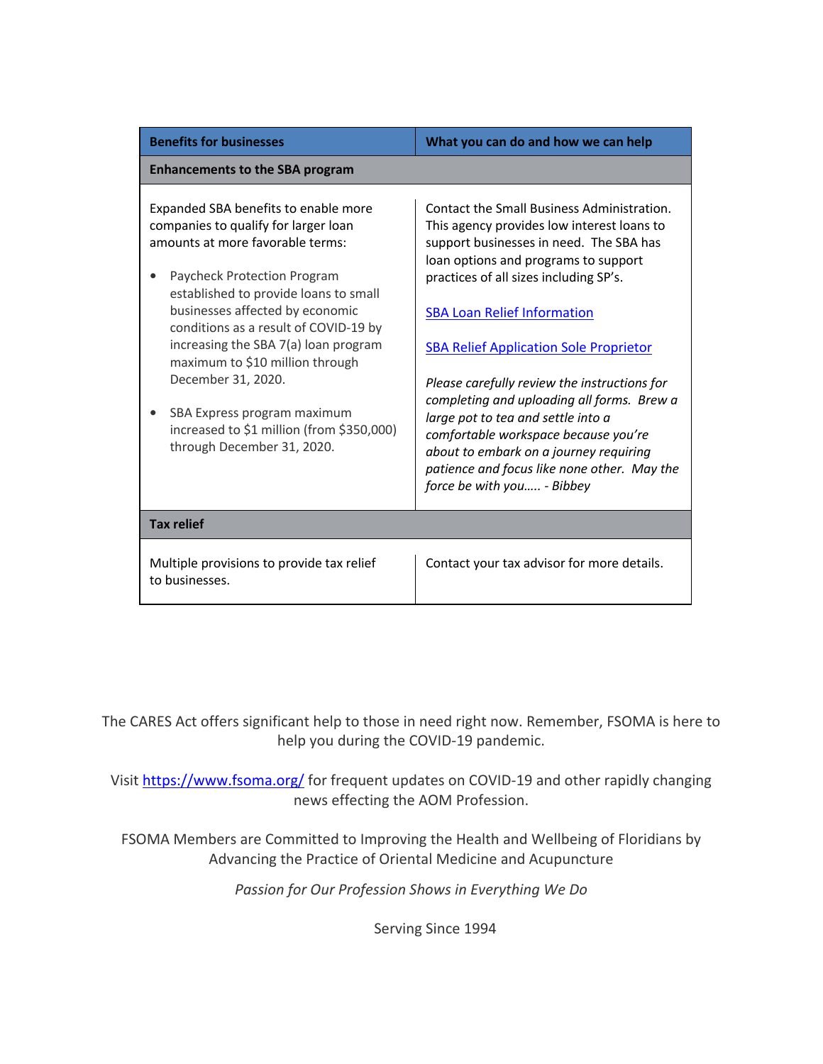| Benefits for businesses | What you can do and how we can help |
|---|---|
| **Enhancements to the SBA program** | |
| Expanded SBA benefits to enable more companies to qualify for larger loan amounts at more favorable terms:<br><br>• Paycheck Protection Program established to provide loans to small businesses affected by economic conditions as a result of COVID-19 by increasing the SBA 7(a) loan program maximum to $10 million through December 31, 2020.<br><br>• SBA Express program maximum increased to $1 million (from $350,000) through December 31, 2020. | Contact the Small Business Administration. This agency provides low interest loans to support businesses in need. The SBA has loan options and programs to support practices of all sizes including SP's.<br><br>SBA Loan Relief Information<br><br>SBA Relief Application Sole Proprietor<br><br>*Please carefully review the instructions for completing and uploading all forms. Brew a large pot to tea and settle into a comfortable workspace because you're about to embark on a journey requiring patience and focus like none other. May the force be with you….. - Bibbey* |
| **Tax relief** | |
| Multiple provisions to provide tax relief to businesses. | Contact your tax advisor for more details. |

The CARES Act offers significant help to those in need right now. Remember, FSOMA is here to help you during the COVID-19 pandemic.

Visit https://www.fsoma.org/ for frequent updates on COVID-19 and other rapidly changing news effecting the AOM Profession.

FSOMA Members are Committed to Improving the Health and Wellbeing of Floridians by Advancing the Practice of Oriental Medicine and Acupuncture

*Passion for Our Profession Shows in Everything We Do*

Serving Since 1994